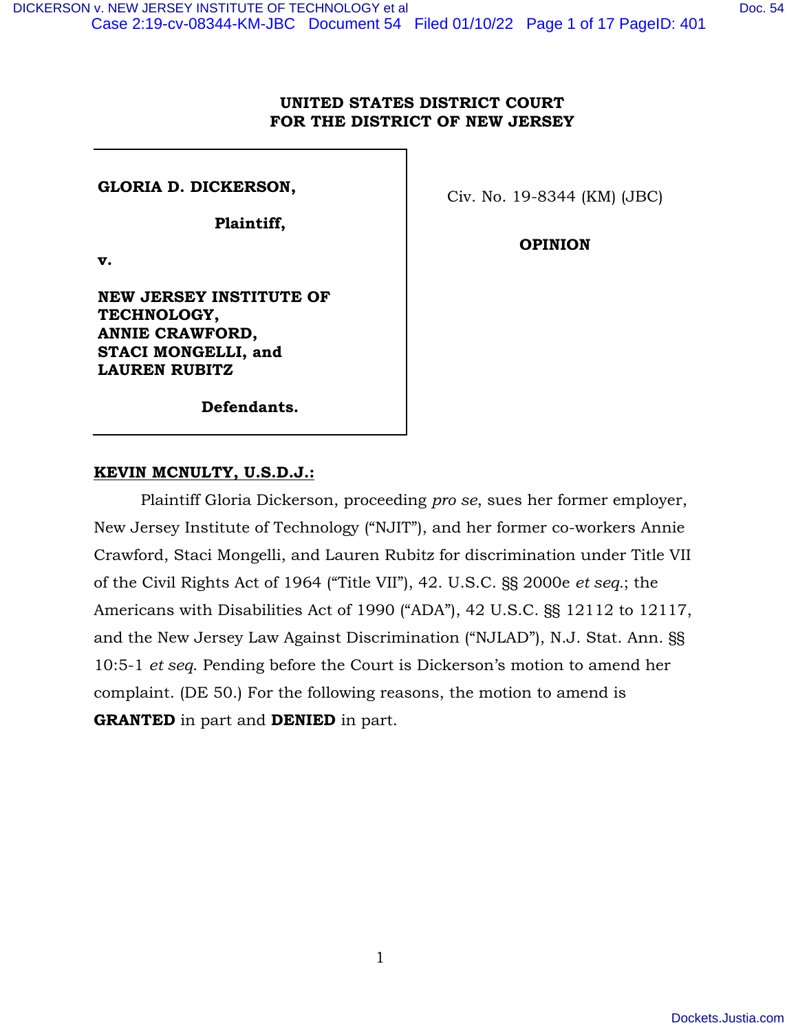**UNITED STATES DISTRICT COURT**
**FOR THE DISTRICT OF NEW JERSEY**

| | |
|---|---|
| **GLORIA D. DICKERSON,**<br><br>**Plaintiff,**<br><br>**v.**<br><br>**NEW JERSEY INSTITUTE OF TECHNOLOGY, ANNIE CRAWFORD, STACI MONGELLI, and LAUREN RUBITZ**<br><br>**Defendants.** | Civ. No. 19-8344 (KM) (JBC)<br><br>**OPINION** |

**<u>KEVIN MCNULTY, U.S.D.J.:</u>**

Plaintiff Gloria Dickerson, proceeding *pro se*, sues her former employer, New Jersey Institute of Technology ("NJIT"), and her former co-workers Annie Crawford, Staci Mongelli, and Lauren Rubitz for discrimination under Title VII of the Civil Rights Act of 1964 ("Title VII"), 42. U.S.C. §§ 2000e *et seq.*; the Americans with Disabilities Act of 1990 ("ADA"), 42 U.S.C. §§ 12112 to 12117, and the New Jersey Law Against Discrimination ("NJLAD"), N.J. Stat. Ann. §§ 10:5-1 *et seq*. Pending before the Court is Dickerson's motion to amend her complaint. (DE 50.) For the following reasons, the motion to amend is **GRANTED** in part and **DENIED** in part.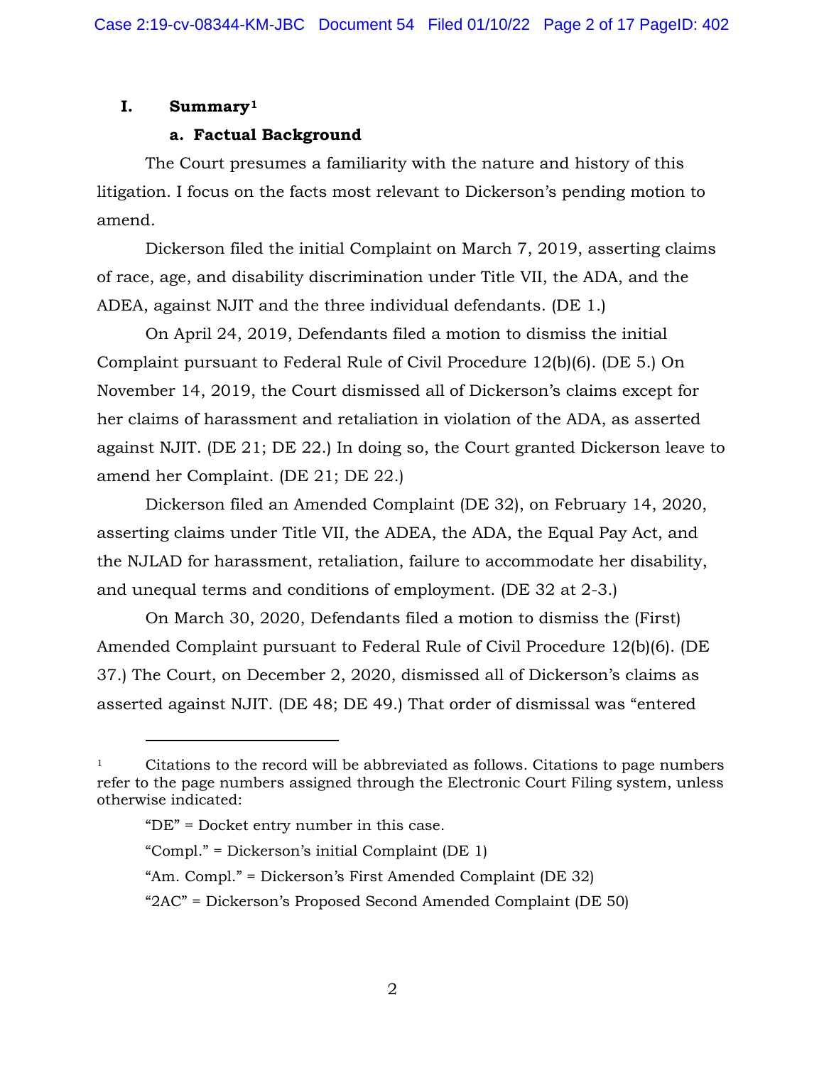# I. Summary[1]

## a. Factual Background

The Court presumes a familiarity with the nature and history of this litigation. I focus on the facts most relevant to Dickerson's pending motion to amend.

Dickerson filed the initial Complaint on March 7, 2019, asserting claims of race, age, and disability discrimination under Title VII, the ADA, and the ADEA, against NJIT and the three individual defendants. (DE 1.)

On April 24, 2019, Defendants filed a motion to dismiss the initial Complaint pursuant to Federal Rule of Civil Procedure 12(b)(6). (DE 5.) On November 14, 2019, the Court dismissed all of Dickerson's claims except for her claims of harassment and retaliation in violation of the ADA, as asserted against NJIT. (DE 21; DE 22.) In doing so, the Court granted Dickerson leave to amend her Complaint. (DE 21; DE 22.)

Dickerson filed an Amended Complaint (DE 32), on February 14, 2020, asserting claims under Title VII, the ADEA, the ADA, the Equal Pay Act, and the NJLAD for harassment, retaliation, failure to accommodate her disability, and unequal terms and conditions of employment. (DE 32 at 2-3.)

On March 30, 2020, Defendants filed a motion to dismiss the (First) Amended Complaint pursuant to Federal Rule of Civil Procedure 12(b)(6). (DE 37.) The Court, on December 2, 2020, dismissed all of Dickerson's claims as asserted against NJIT. (DE 48; DE 49.) That order of dismissal was "entered

---

[1] Citations to the record will be abbreviated as follows. Citations to page numbers refer to the page numbers assigned through the Electronic Court Filing system, unless otherwise indicated:

"DE" = Docket entry number in this case.

"Compl." = Dickerson's initial Complaint (DE 1)

"Am. Compl." = Dickerson's First Amended Complaint (DE 32)

"2AC" = Dickerson's Proposed Second Amended Complaint (DE 50)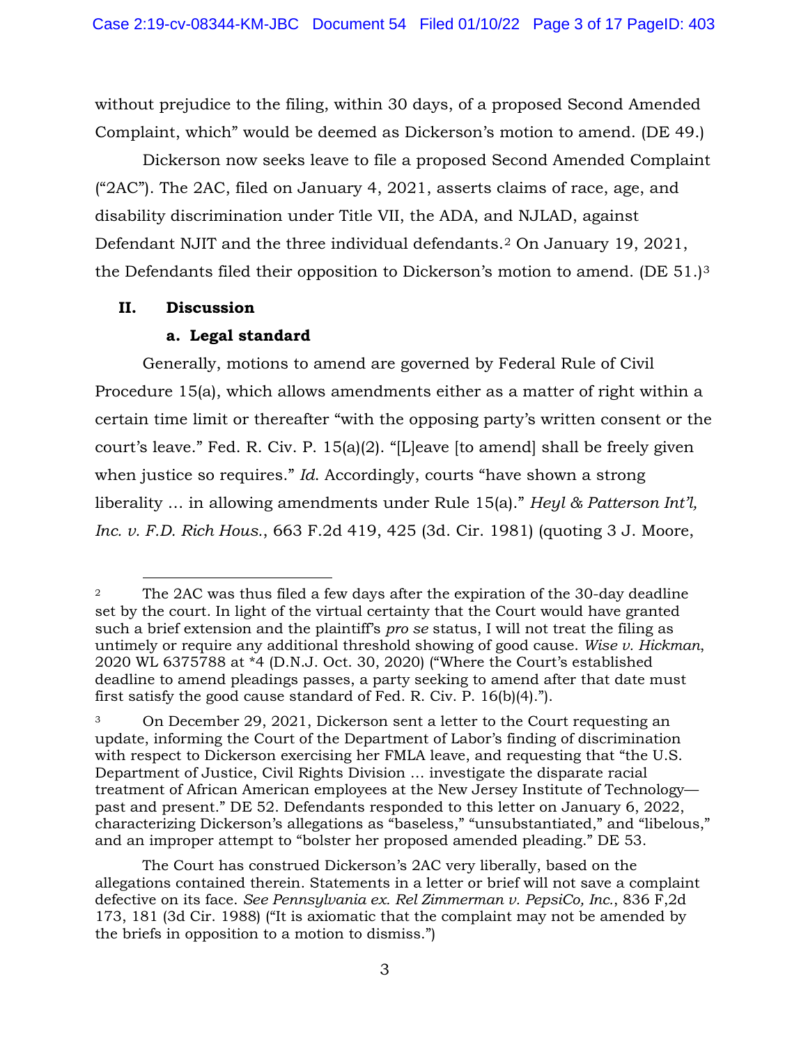without prejudice to the filing, within 30 days, of a proposed Second Amended Complaint, which" would be deemed as Dickerson's motion to amend. (DE 49.)

Dickerson now seeks leave to file a proposed Second Amended Complaint ("2AC"). The 2AC, filed on January 4, 2021, asserts claims of race, age, and disability discrimination under Title VII, the ADA, and NJLAD, against Defendant NJIT and the three individual defendants.[2] On January 19, 2021, the Defendants filed their opposition to Dickerson's motion to amend. (DE 51.)[3]

## II. Discussion

### a. Legal standard

Generally, motions to amend are governed by Federal Rule of Civil Procedure 15(a), which allows amendments either as a matter of right within a certain time limit or thereafter "with the opposing party's written consent or the court's leave." Fed. R. Civ. P. 15(a)(2). "[L]eave [to amend] shall be freely given when justice so requires." *Id.* Accordingly, courts "have shown a strong liberality … in allowing amendments under Rule 15(a)." *Heyl & Patterson Int'l, Inc. v. F.D. Rich Hous.*, 663 F.2d 419, 425 (3d. Cir. 1981) (quoting 3 J. Moore,

---

[2] The 2AC was thus filed a few days after the expiration of the 30-day deadline set by the court. In light of the virtual certainty that the Court would have granted such a brief extension and the plaintiff's *pro se* status, I will not treat the filing as untimely or require any additional threshold showing of good cause. *Wise v. Hickman*, 2020 WL 6375788 at *4 (D.N.J. Oct. 30, 2020) ("Where the Court's established deadline to amend pleadings passes, a party seeking to amend after that date must first satisfy the good cause standard of Fed. R. Civ. P. 16(b)(4).").

[3] On December 29, 2021, Dickerson sent a letter to the Court requesting an update, informing the Court of the Department of Labor's finding of discrimination with respect to Dickerson exercising her FMLA leave, and requesting that "the U.S. Department of Justice, Civil Rights Division … investigate the disparate racial treatment of African American employees at the New Jersey Institute of Technology—past and present." DE 52. Defendants responded to this letter on January 6, 2022, characterizing Dickerson's allegations as "baseless," "unsubstantiated," and "libelous," and an improper attempt to "bolster her proposed amended pleading." DE 53.

The Court has construed Dickerson's 2AC very liberally, based on the allegations contained therein. Statements in a letter or brief will not save a complaint defective on its face. *See Pennsylvania ex. Rel Zimmerman v. PepsiCo, Inc.*, 836 F,2d 173, 181 (3d Cir. 1988) ("It is axiomatic that the complaint may not be amended by the briefs in opposition to a motion to dismiss.")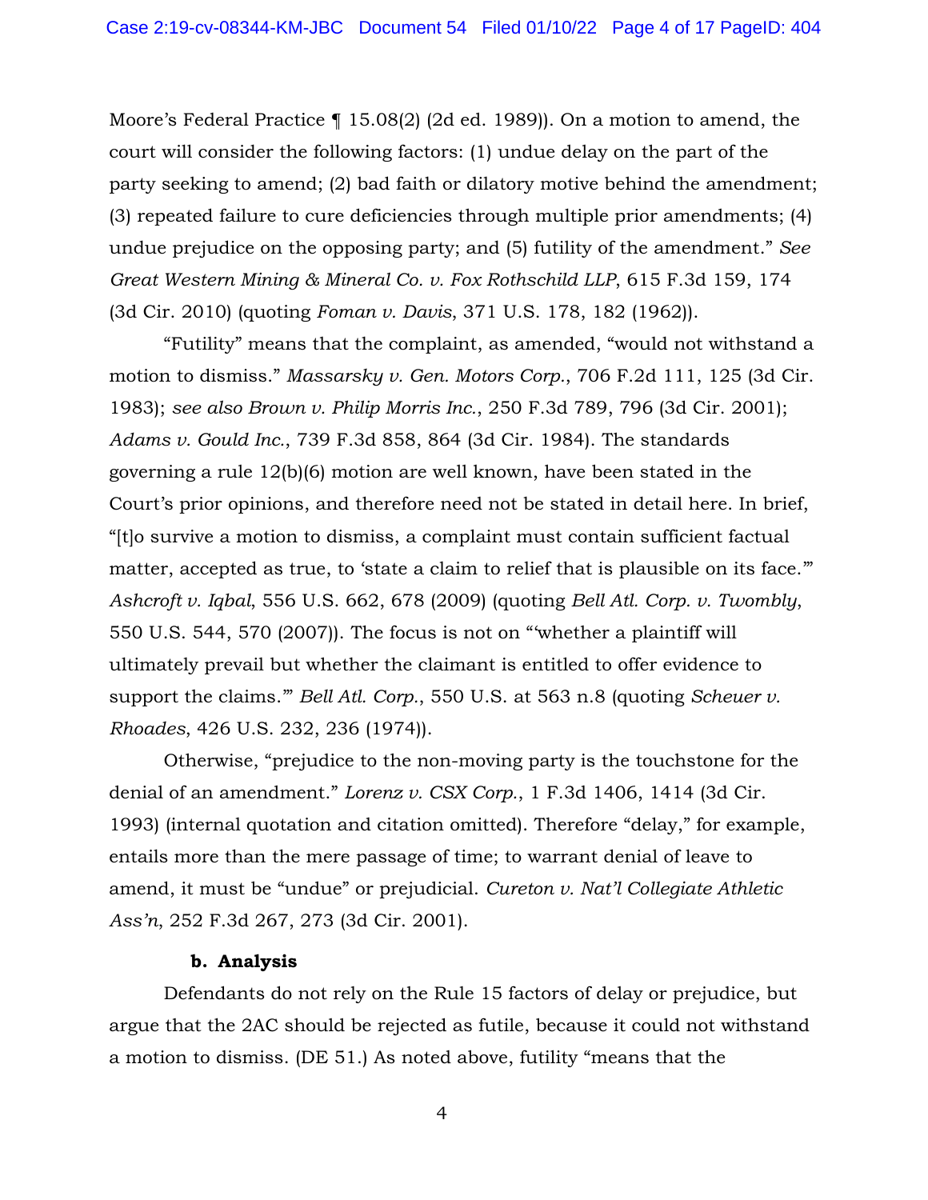Moore's Federal Practice ¶ 15.08(2) (2d ed. 1989)). On a motion to amend, the court will consider the following factors: (1) undue delay on the part of the party seeking to amend; (2) bad faith or dilatory motive behind the amendment; (3) repeated failure to cure deficiencies through multiple prior amendments; (4) undue prejudice on the opposing party; and (5) futility of the amendment." *See Great Western Mining & Mineral Co. v. Fox Rothschild LLP*, 615 F.3d 159, 174 (3d Cir. 2010) (quoting *Foman v. Davis*, 371 U.S. 178, 182 (1962)).

"Futility" means that the complaint, as amended, "would not withstand a motion to dismiss." *Massarsky v. Gen. Motors Corp.*, 706 F.2d 111, 125 (3d Cir. 1983); *see also Brown v. Philip Morris Inc.*, 250 F.3d 789, 796 (3d Cir. 2001); *Adams v. Gould Inc.*, 739 F.3d 858, 864 (3d Cir. 1984). The standards governing a rule 12(b)(6) motion are well known, have been stated in the Court's prior opinions, and therefore need not be stated in detail here. In brief, "[t]o survive a motion to dismiss, a complaint must contain sufficient factual matter, accepted as true, to 'state a claim to relief that is plausible on its face.'" *Ashcroft v. Iqbal*, 556 U.S. 662, 678 (2009) (quoting *Bell Atl. Corp. v. Twombly*, 550 U.S. 544, 570 (2007)). The focus is not on "'whether a plaintiff will ultimately prevail but whether the claimant is entitled to offer evidence to support the claims.'" *Bell Atl. Corp.*, 550 U.S. at 563 n.8 (quoting *Scheuer v. Rhoades*, 426 U.S. 232, 236 (1974)).

Otherwise, "prejudice to the non-moving party is the touchstone for the denial of an amendment." *Lorenz v. CSX Corp.*, 1 F.3d 1406, 1414 (3d Cir. 1993) (internal quotation and citation omitted). Therefore "delay," for example, entails more than the mere passage of time; to warrant denial of leave to amend, it must be "undue" or prejudicial. *Cureton v. Nat'l Collegiate Athletic Ass'n*, 252 F.3d 267, 273 (3d Cir. 2001).

**b. Analysis**

Defendants do not rely on the Rule 15 factors of delay or prejudice, but argue that the 2AC should be rejected as futile, because it could not withstand a motion to dismiss. (DE 51.) As noted above, futility "means that the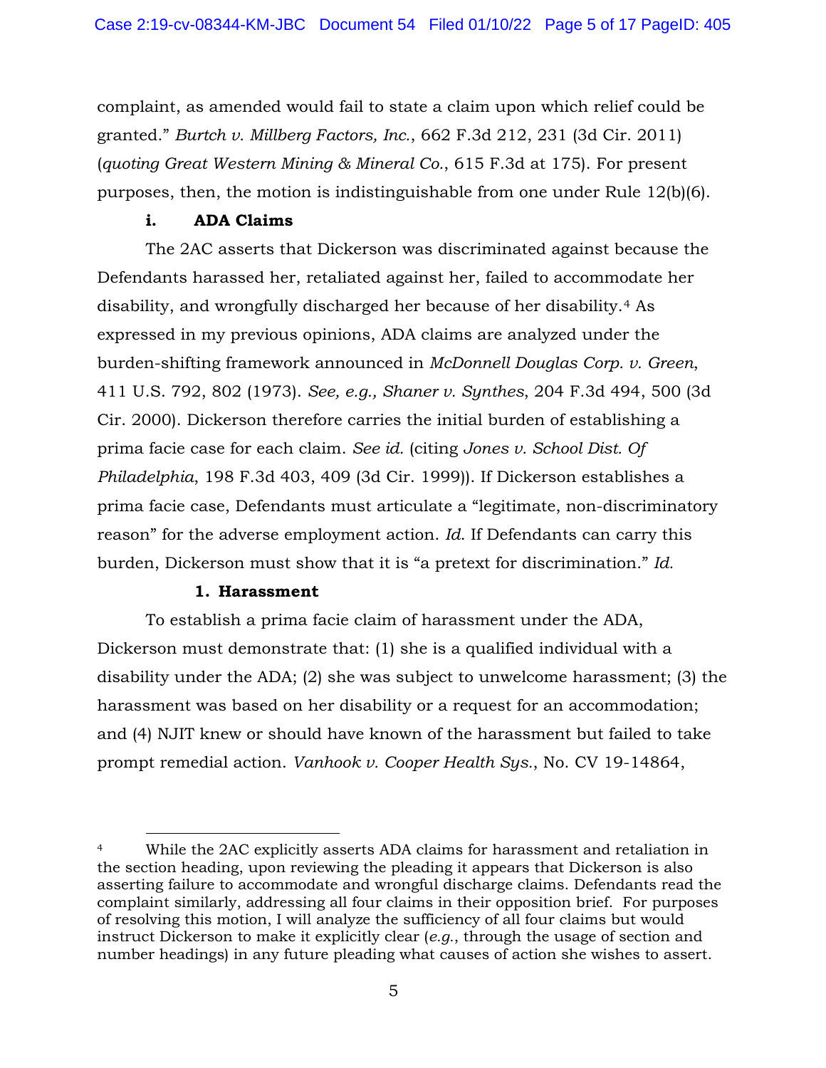complaint, as amended would fail to state a claim upon which relief could be granted." *Burtch v. Millberg Factors, Inc.*, 662 F.3d 212, 231 (3d Cir. 2011) (*quoting Great Western Mining & Mineral Co.*, 615 F.3d at 175). For present purposes, then, the motion is indistinguishable from one under Rule 12(b)(6).

### i. ADA Claims

The 2AC asserts that Dickerson was discriminated against because the Defendants harassed her, retaliated against her, failed to accommodate her disability, and wrongfully discharged her because of her disability.[4] As expressed in my previous opinions, ADA claims are analyzed under the burden-shifting framework announced in *McDonnell Douglas Corp. v. Green*, 411 U.S. 792, 802 (1973). *See, e.g., Shaner v. Synthes*, 204 F.3d 494, 500 (3d Cir. 2000). Dickerson therefore carries the initial burden of establishing a prima facie case for each claim. *See id.* (citing *Jones v. School Dist. Of Philadelphia*, 198 F.3d 403, 409 (3d Cir. 1999)). If Dickerson establishes a prima facie case, Defendants must articulate a "legitimate, non-discriminatory reason" for the adverse employment action. *Id.* If Defendants can carry this burden, Dickerson must show that it is "a pretext for discrimination." *Id.*

#### 1. Harassment

To establish a prima facie claim of harassment under the ADA, Dickerson must demonstrate that: (1) she is a qualified individual with a disability under the ADA; (2) she was subject to unwelcome harassment; (3) the harassment was based on her disability or a request for an accommodation; and (4) NJIT knew or should have known of the harassment but failed to take prompt remedial action. *Vanhook v. Cooper Health Sys.*, No. CV 19-14864,

---

[4] While the 2AC explicitly asserts ADA claims for harassment and retaliation in the section heading, upon reviewing the pleading it appears that Dickerson is also asserting failure to accommodate and wrongful discharge claims. Defendants read the complaint similarly, addressing all four claims in their opposition brief. For purposes of resolving this motion, I will analyze the sufficiency of all four claims but would instruct Dickerson to make it explicitly clear (*e.g.*, through the usage of section and number headings) in any future pleading what causes of action she wishes to assert.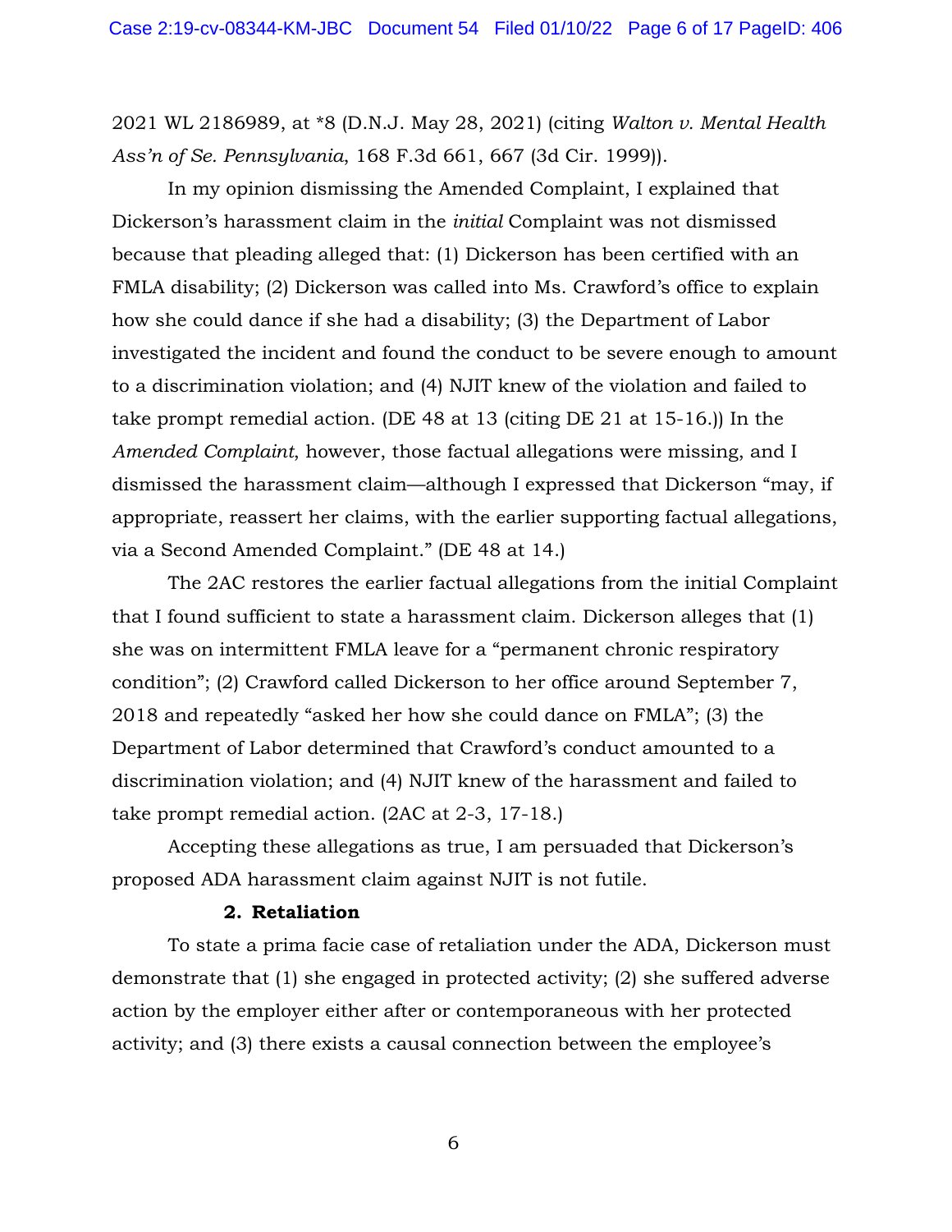2021 WL 2186989, at *8 (D.N.J. May 28, 2021) (citing *Walton v. Mental Health Ass'n of Se. Pennsylvania*, 168 F.3d 661, 667 (3d Cir. 1999)).

In my opinion dismissing the Amended Complaint, I explained that Dickerson's harassment claim in the *initial* Complaint was not dismissed because that pleading alleged that: (1) Dickerson has been certified with an FMLA disability; (2) Dickerson was called into Ms. Crawford's office to explain how she could dance if she had a disability; (3) the Department of Labor investigated the incident and found the conduct to be severe enough to amount to a discrimination violation; and (4) NJIT knew of the violation and failed to take prompt remedial action. (DE 48 at 13 (citing DE 21 at 15-16.)) In the *Amended Complaint*, however, those factual allegations were missing, and I dismissed the harassment claim—although I expressed that Dickerson "may, if appropriate, reassert her claims, with the earlier supporting factual allegations, via a Second Amended Complaint." (DE 48 at 14.)

The 2AC restores the earlier factual allegations from the initial Complaint that I found sufficient to state a harassment claim. Dickerson alleges that (1) she was on intermittent FMLA leave for a "permanent chronic respiratory condition"; (2) Crawford called Dickerson to her office around September 7, 2018 and repeatedly "asked her how she could dance on FMLA"; (3) the Department of Labor determined that Crawford's conduct amounted to a discrimination violation; and (4) NJIT knew of the harassment and failed to take prompt remedial action. (2AC at 2-3, 17-18.)

Accepting these allegations as true, I am persuaded that Dickerson's proposed ADA harassment claim against NJIT is not futile.

**2. Retaliation**

To state a prima facie case of retaliation under the ADA, Dickerson must demonstrate that (1) she engaged in protected activity; (2) she suffered adverse action by the employer either after or contemporaneous with her protected activity; and (3) there exists a causal connection between the employee's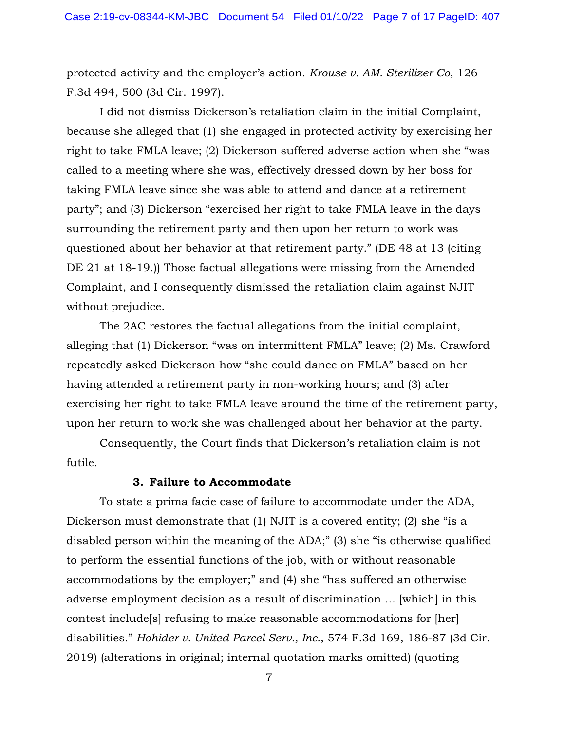protected activity and the employer's action. *Krouse v. AM. Sterilizer Co*, 126 F.3d 494, 500 (3d Cir. 1997).

I did not dismiss Dickerson's retaliation claim in the initial Complaint, because she alleged that (1) she engaged in protected activity by exercising her right to take FMLA leave; (2) Dickerson suffered adverse action when she "was called to a meeting where she was, effectively dressed down by her boss for taking FMLA leave since she was able to attend and dance at a retirement party"; and (3) Dickerson "exercised her right to take FMLA leave in the days surrounding the retirement party and then upon her return to work was questioned about her behavior at that retirement party." (DE 48 at 13 (citing DE 21 at 18-19.)) Those factual allegations were missing from the Amended Complaint, and I consequently dismissed the retaliation claim against NJIT without prejudice.

The 2AC restores the factual allegations from the initial complaint, alleging that (1) Dickerson "was on intermittent FMLA" leave; (2) Ms. Crawford repeatedly asked Dickerson how "she could dance on FMLA" based on her having attended a retirement party in non-working hours; and (3) after exercising her right to take FMLA leave around the time of the retirement party, upon her return to work she was challenged about her behavior at the party.

Consequently, the Court finds that Dickerson's retaliation claim is not futile.

### 3. Failure to Accommodate

To state a prima facie case of failure to accommodate under the ADA, Dickerson must demonstrate that (1) NJIT is a covered entity; (2) she "is a disabled person within the meaning of the ADA;" (3) she "is otherwise qualified to perform the essential functions of the job, with or without reasonable accommodations by the employer;" and (4) she "has suffered an otherwise adverse employment decision as a result of discrimination … [which] in this contest include[s] refusing to make reasonable accommodations for [her] disabilities." *Hohider v. United Parcel Serv., Inc.*, 574 F.3d 169, 186-87 (3d Cir. 2019) (alterations in original; internal quotation marks omitted) (quoting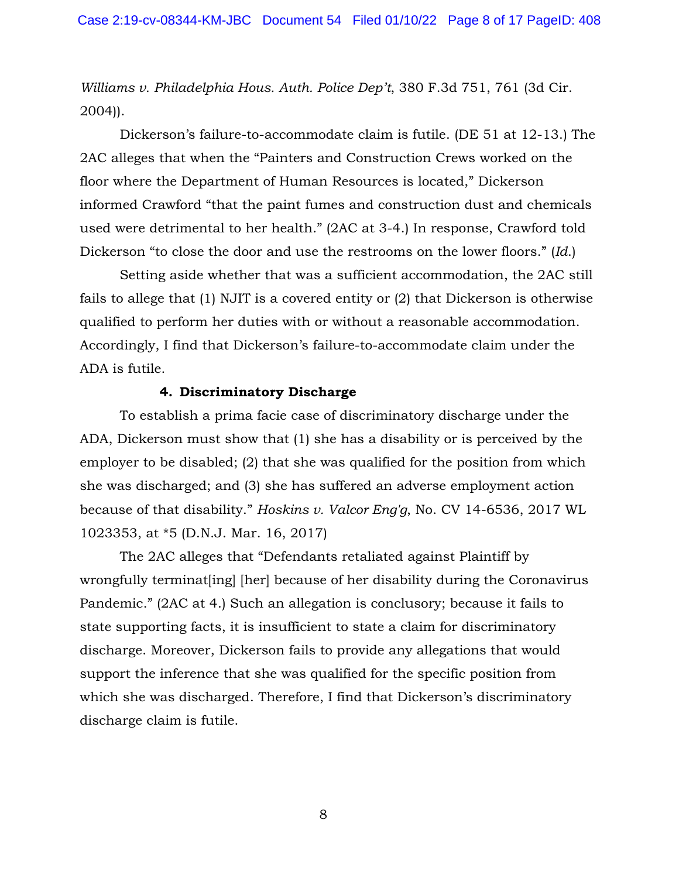*Williams v. Philadelphia Hous. Auth. Police Dep't*, 380 F.3d 751, 761 (3d Cir. 2004)).

Dickerson's failure-to-accommodate claim is futile. (DE 51 at 12-13.) The 2AC alleges that when the "Painters and Construction Crews worked on the floor where the Department of Human Resources is located," Dickerson informed Crawford "that the paint fumes and construction dust and chemicals used were detrimental to her health." (2AC at 3-4.) In response, Crawford told Dickerson "to close the door and use the restrooms on the lower floors." (*Id.*)

Setting aside whether that was a sufficient accommodation, the 2AC still fails to allege that (1) NJIT is a covered entity or (2) that Dickerson is otherwise qualified to perform her duties with or without a reasonable accommodation. Accordingly, I find that Dickerson's failure-to-accommodate claim under the ADA is futile.

#### 4. Discriminatory Discharge

To establish a prima facie case of discriminatory discharge under the ADA, Dickerson must show that (1) she has a disability or is perceived by the employer to be disabled; (2) that she was qualified for the position from which she was discharged; and (3) she has suffered an adverse employment action because of that disability." *Hoskins v. Valcor Eng'g*, No. CV 14-6536, 2017 WL 1023353, at *5 (D.N.J. Mar. 16, 2017)

The 2AC alleges that "Defendants retaliated against Plaintiff by wrongfully terminat[ing] [her] because of her disability during the Coronavirus Pandemic." (2AC at 4.) Such an allegation is conclusory; because it fails to state supporting facts, it is insufficient to state a claim for discriminatory discharge. Moreover, Dickerson fails to provide any allegations that would support the inference that she was qualified for the specific position from which she was discharged. Therefore, I find that Dickerson's discriminatory discharge claim is futile.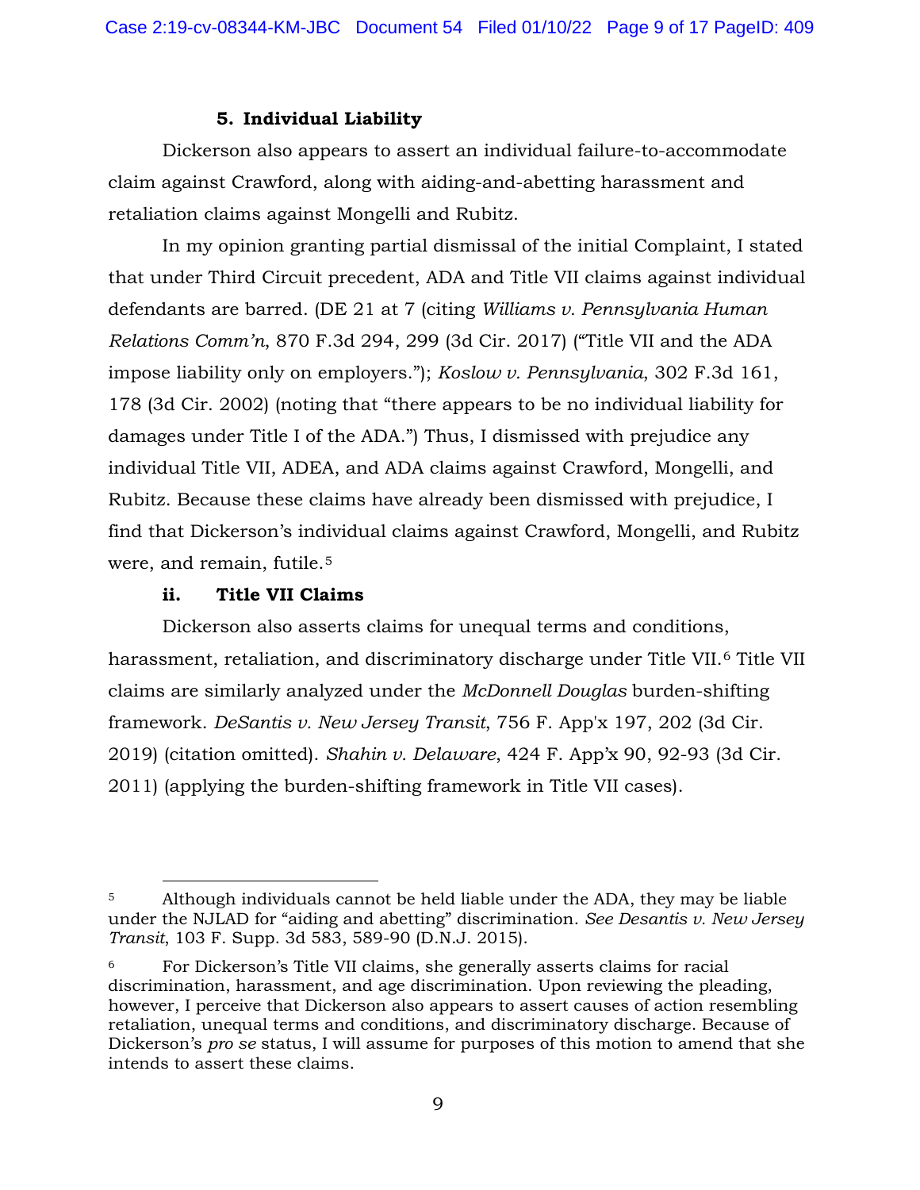#### 5. Individual Liability

Dickerson also appears to assert an individual failure-to-accommodate claim against Crawford, along with aiding-and-abetting harassment and retaliation claims against Mongelli and Rubitz.

In my opinion granting partial dismissal of the initial Complaint, I stated that under Third Circuit precedent, ADA and Title VII claims against individual defendants are barred. (DE 21 at 7 (citing *Williams v. Pennsylvania Human Relations Comm'n*, 870 F.3d 294, 299 (3d Cir. 2017) ("Title VII and the ADA impose liability only on employers."); *Koslow v. Pennsylvania*, 302 F.3d 161, 178 (3d Cir. 2002) (noting that "there appears to be no individual liability for damages under Title I of the ADA.") Thus, I dismissed with prejudice any individual Title VII, ADEA, and ADA claims against Crawford, Mongelli, and Rubitz. Because these claims have already been dismissed with prejudice, I find that Dickerson's individual claims against Crawford, Mongelli, and Rubitz were, and remain, futile.[5]

### ii. Title VII Claims

Dickerson also asserts claims for unequal terms and conditions, harassment, retaliation, and discriminatory discharge under Title VII.[6] Title VII claims are similarly analyzed under the *McDonnell Douglas* burden-shifting framework. *DeSantis v. New Jersey Transit*, 756 F. App'x 197, 202 (3d Cir. 2019) (citation omitted). *Shahin v. Delaware*, 424 F. App'x 90, 92-93 (3d Cir. 2011) (applying the burden-shifting framework in Title VII cases).

---

[5] Although individuals cannot be held liable under the ADA, they may be liable under the NJLAD for "aiding and abetting" discrimination. *See Desantis v. New Jersey Transit*, 103 F. Supp. 3d 583, 589-90 (D.N.J. 2015).

[6] For Dickerson's Title VII claims, she generally asserts claims for racial discrimination, harassment, and age discrimination. Upon reviewing the pleading, however, I perceive that Dickerson also appears to assert causes of action resembling retaliation, unequal terms and conditions, and discriminatory discharge. Because of Dickerson's *pro se* status, I will assume for purposes of this motion to amend that she intends to assert these claims.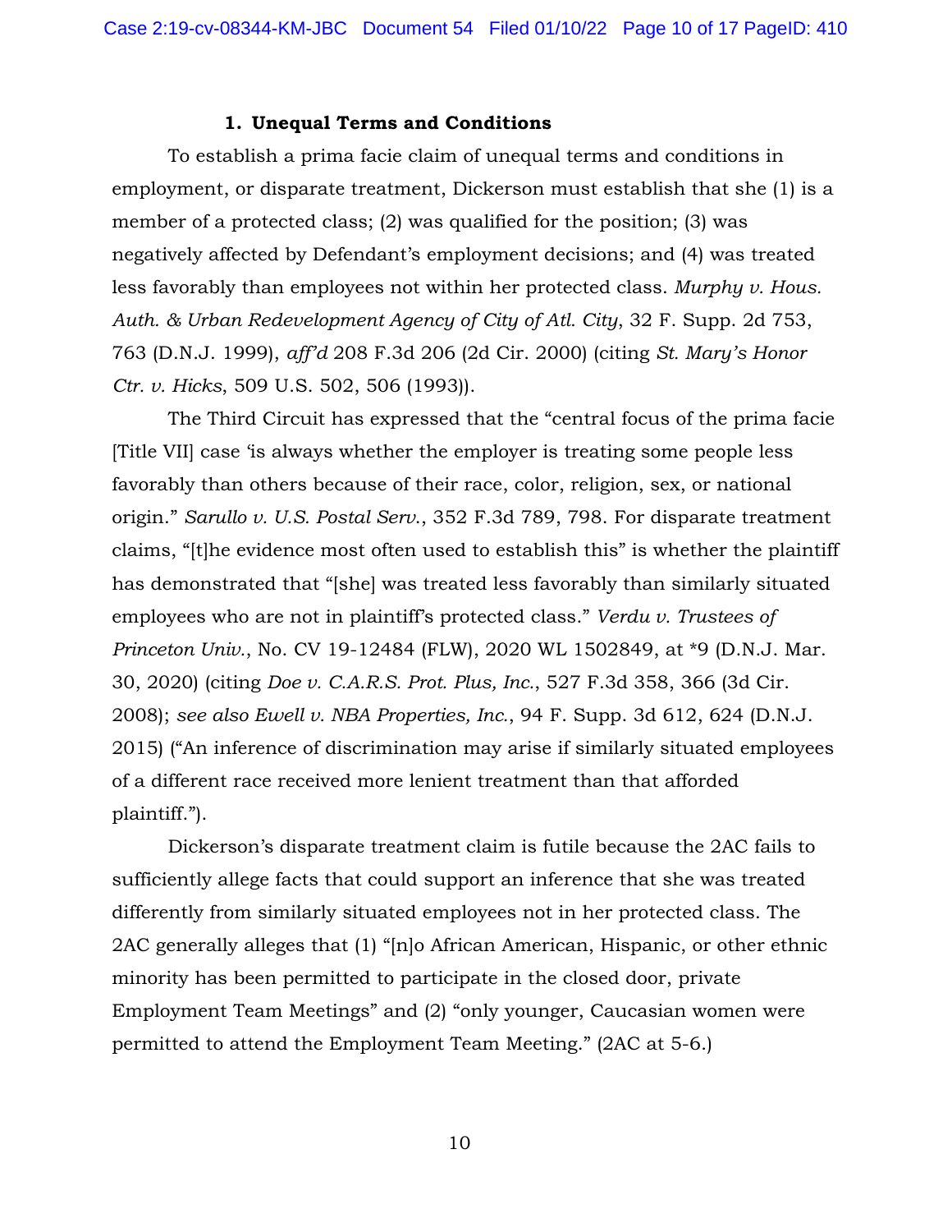### 1. Unequal Terms and Conditions

To establish a prima facie claim of unequal terms and conditions in employment, or disparate treatment, Dickerson must establish that she (1) is a member of a protected class; (2) was qualified for the position; (3) was negatively affected by Defendant's employment decisions; and (4) was treated less favorably than employees not within her protected class. *Murphy v. Hous. Auth. & Urban Redevelopment Agency of City of Atl. City*, 32 F. Supp. 2d 753, 763 (D.N.J. 1999), *aff'd* 208 F.3d 206 (2d Cir. 2000) (citing *St. Mary's Honor Ctr. v. Hicks*, 509 U.S. 502, 506 (1993)).

The Third Circuit has expressed that the "central focus of the prima facie [Title VII] case 'is always whether the employer is treating some people less favorably than others because of their race, color, religion, sex, or national origin." *Sarullo v. U.S. Postal Serv.*, 352 F.3d 789, 798. For disparate treatment claims, "[t]he evidence most often used to establish this" is whether the plaintiff has demonstrated that "[she] was treated less favorably than similarly situated employees who are not in plaintiff's protected class." *Verdu v. Trustees of Princeton Univ.*, No. CV 19-12484 (FLW), 2020 WL 1502849, at *9 (D.N.J. Mar. 30, 2020) (citing *Doe v. C.A.R.S. Prot. Plus, Inc.*, 527 F.3d 358, 366 (3d Cir. 2008); *see also Ewell v. NBA Properties, Inc.*, 94 F. Supp. 3d 612, 624 (D.N.J. 2015) ("An inference of discrimination may arise if similarly situated employees of a different race received more lenient treatment than that afforded plaintiff.").

Dickerson's disparate treatment claim is futile because the 2AC fails to sufficiently allege facts that could support an inference that she was treated differently from similarly situated employees not in her protected class. The 2AC generally alleges that (1) "[n]o African American, Hispanic, or other ethnic minority has been permitted to participate in the closed door, private Employment Team Meetings" and (2) "only younger, Caucasian women were permitted to attend the Employment Team Meeting." (2AC at 5-6.)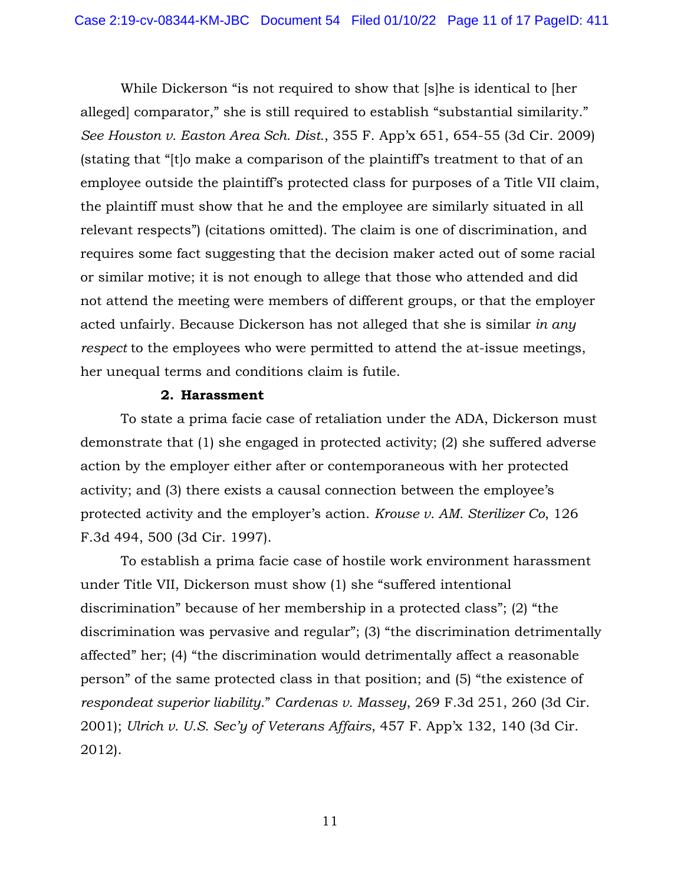While Dickerson "is not required to show that [s]he is identical to [her alleged] comparator," she is still required to establish "substantial similarity." *See Houston v. Easton Area Sch. Dist.*, 355 F. App'x 651, 654-55 (3d Cir. 2009) (stating that "[t]o make a comparison of the plaintiff's treatment to that of an employee outside the plaintiff's protected class for purposes of a Title VII claim, the plaintiff must show that he and the employee are similarly situated in all relevant respects") (citations omitted). The claim is one of discrimination, and requires some fact suggesting that the decision maker acted out of some racial or similar motive; it is not enough to allege that those who attended and did not attend the meeting were members of different groups, or that the employer acted unfairly. Because Dickerson has not alleged that she is similar *in any respect* to the employees who were permitted to attend the at-issue meetings, her unequal terms and conditions claim is futile.

**2. Harassment**

To state a prima facie case of retaliation under the ADA, Dickerson must demonstrate that (1) she engaged in protected activity; (2) she suffered adverse action by the employer either after or contemporaneous with her protected activity; and (3) there exists a causal connection between the employee's protected activity and the employer's action. *Krouse v. AM. Sterilizer Co*, 126 F.3d 494, 500 (3d Cir. 1997).

To establish a prima facie case of hostile work environment harassment under Title VII, Dickerson must show (1) she "suffered intentional discrimination" because of her membership in a protected class"; (2) "the discrimination was pervasive and regular"; (3) "the discrimination detrimentally affected" her; (4) "the discrimination would detrimentally affect a reasonable person" of the same protected class in that position; and (5) "the existence of *respondeat superior liability*." *Cardenas v. Massey*, 269 F.3d 251, 260 (3d Cir. 2001); *Ulrich v. U.S. Sec'y of Veterans Affairs*, 457 F. App'x 132, 140 (3d Cir. 2012).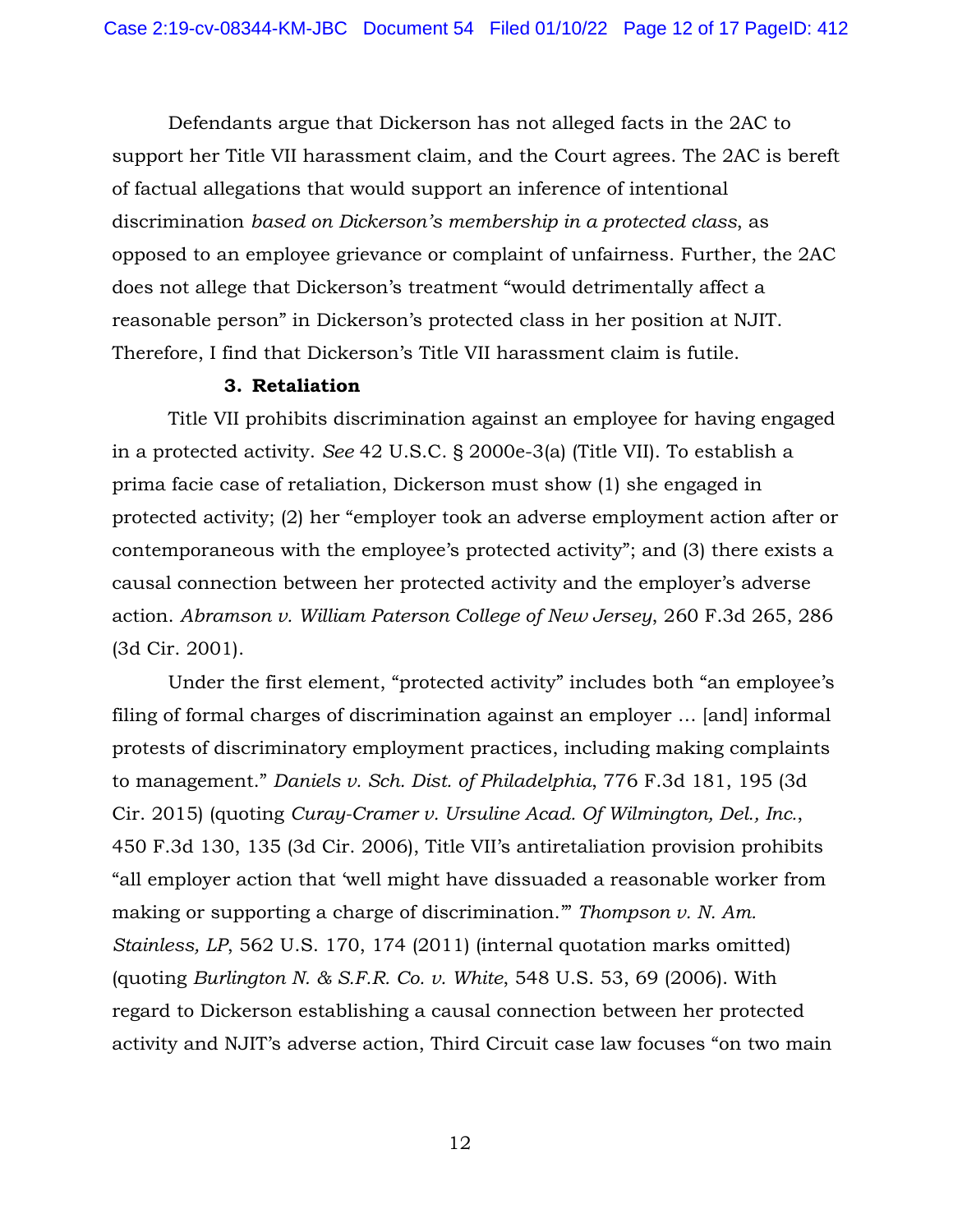Defendants argue that Dickerson has not alleged facts in the 2AC to support her Title VII harassment claim, and the Court agrees. The 2AC is bereft of factual allegations that would support an inference of intentional discrimination *based on Dickerson's membership in a protected class*, as opposed to an employee grievance or complaint of unfairness. Further, the 2AC does not allege that Dickerson's treatment "would detrimentally affect a reasonable person" in Dickerson's protected class in her position at NJIT. Therefore, I find that Dickerson's Title VII harassment claim is futile.

**3. Retaliation**

Title VII prohibits discrimination against an employee for having engaged in a protected activity. *See* 42 U.S.C. § 2000e-3(a) (Title VII). To establish a prima facie case of retaliation, Dickerson must show (1) she engaged in protected activity; (2) her "employer took an adverse employment action after or contemporaneous with the employee's protected activity"; and (3) there exists a causal connection between her protected activity and the employer's adverse action. *Abramson v. William Paterson College of New Jersey*, 260 F.3d 265, 286 (3d Cir. 2001).

Under the first element, "protected activity" includes both "an employee's filing of formal charges of discrimination against an employer … [and] informal protests of discriminatory employment practices, including making complaints to management." *Daniels v. Sch. Dist. of Philadelphia*, 776 F.3d 181, 195 (3d Cir. 2015) (quoting *Curay-Cramer v. Ursuline Acad. Of Wilmington, Del., Inc.*, 450 F.3d 130, 135 (3d Cir. 2006), Title VII's antiretaliation provision prohibits "all employer action that 'well might have dissuaded a reasonable worker from making or supporting a charge of discrimination.'" *Thompson v. N. Am. Stainless, LP*, 562 U.S. 170, 174 (2011) (internal quotation marks omitted) (quoting *Burlington N. & S.F.R. Co. v. White*, 548 U.S. 53, 69 (2006). With regard to Dickerson establishing a causal connection between her protected activity and NJIT's adverse action, Third Circuit case law focuses "on two main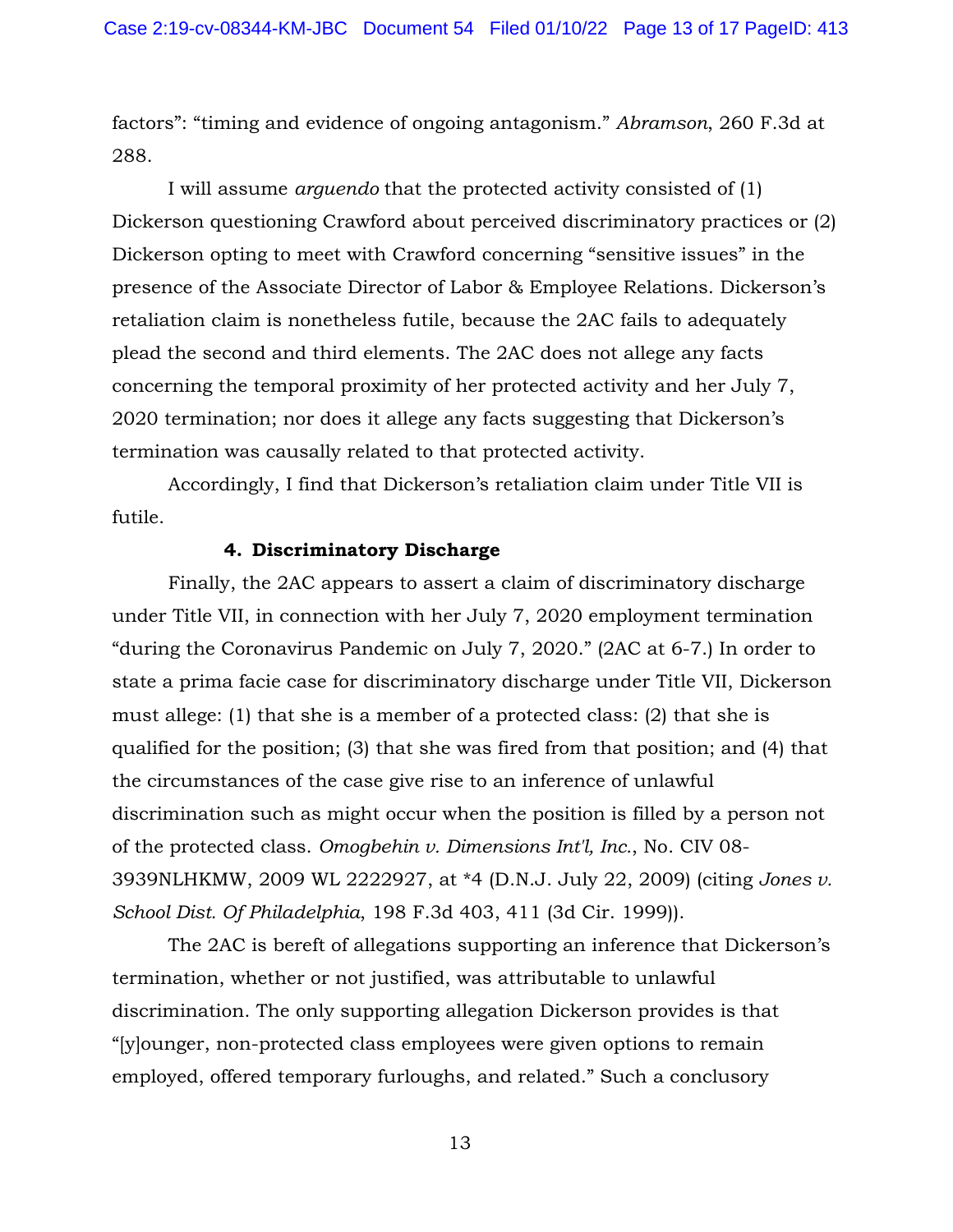factors": "timing and evidence of ongoing antagonism." *Abramson*, 260 F.3d at 288.

I will assume *arguendo* that the protected activity consisted of (1) Dickerson questioning Crawford about perceived discriminatory practices or (2) Dickerson opting to meet with Crawford concerning "sensitive issues" in the presence of the Associate Director of Labor & Employee Relations. Dickerson's retaliation claim is nonetheless futile, because the 2AC fails to adequately plead the second and third elements. The 2AC does not allege any facts concerning the temporal proximity of her protected activity and her July 7, 2020 termination; nor does it allege any facts suggesting that Dickerson's termination was causally related to that protected activity.

Accordingly, I find that Dickerson's retaliation claim under Title VII is futile.

#### 4. Discriminatory Discharge

Finally, the 2AC appears to assert a claim of discriminatory discharge under Title VII, in connection with her July 7, 2020 employment termination "during the Coronavirus Pandemic on July 7, 2020." (2AC at 6-7.) In order to state a prima facie case for discriminatory discharge under Title VII, Dickerson must allege: (1) that she is a member of a protected class: (2) that she is qualified for the position; (3) that she was fired from that position; and (4) that the circumstances of the case give rise to an inference of unlawful discrimination such as might occur when the position is filled by a person not of the protected class. *Omogbehin v. Dimensions Int'l, Inc.*, No. CIV 08-3939NLHKMW, 2009 WL 2222927, at *4 (D.N.J. July 22, 2009) (citing *Jones v. School Dist. Of Philadelphia*, 198 F.3d 403, 411 (3d Cir. 1999)).

The 2AC is bereft of allegations supporting an inference that Dickerson's termination, whether or not justified, was attributable to unlawful discrimination. The only supporting allegation Dickerson provides is that "[y]ounger, non-protected class employees were given options to remain employed, offered temporary furloughs, and related." Such a conclusory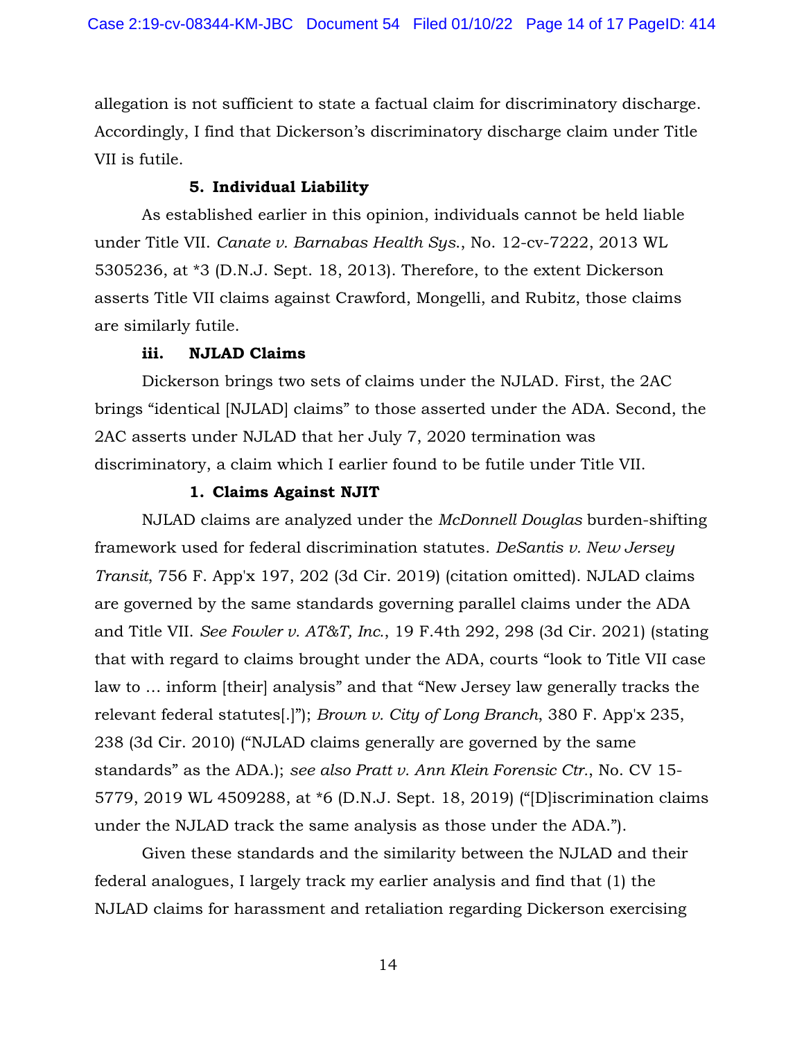allegation is not sufficient to state a factual claim for discriminatory discharge. Accordingly, I find that Dickerson's discriminatory discharge claim under Title VII is futile.

**5. Individual Liability**

As established earlier in this opinion, individuals cannot be held liable under Title VII. *Canate v. Barnabas Health Sys.*, No. 12-cv-7222, 2013 WL 5305236, at *3 (D.N.J. Sept. 18, 2013). Therefore, to the extent Dickerson asserts Title VII claims against Crawford, Mongelli, and Rubitz, those claims are similarly futile.

**iii. NJLAD Claims**

Dickerson brings two sets of claims under the NJLAD. First, the 2AC brings "identical [NJLAD] claims" to those asserted under the ADA. Second, the 2AC asserts under NJLAD that her July 7, 2020 termination was discriminatory, a claim which I earlier found to be futile under Title VII.

**1. Claims Against NJIT**

NJLAD claims are analyzed under the *McDonnell Douglas* burden-shifting framework used for federal discrimination statutes. *DeSantis v. New Jersey Transit*, 756 F. App'x 197, 202 (3d Cir. 2019) (citation omitted). NJLAD claims are governed by the same standards governing parallel claims under the ADA and Title VII. *See Fowler v. AT&T, Inc.*, 19 F.4th 292, 298 (3d Cir. 2021) (stating that with regard to claims brought under the ADA, courts "look to Title VII case law to … inform [their] analysis" and that "New Jersey law generally tracks the relevant federal statutes[.]"); *Brown v. City of Long Branch*, 380 F. App'x 235, 238 (3d Cir. 2010) ("NJLAD claims generally are governed by the same standards" as the ADA.); *see also Pratt v. Ann Klein Forensic Ctr.*, No. CV 15-5779, 2019 WL 4509288, at *6 (D.N.J. Sept. 18, 2019) ("[D]iscrimination claims under the NJLAD track the same analysis as those under the ADA.").

Given these standards and the similarity between the NJLAD and their federal analogues, I largely track my earlier analysis and find that (1) the NJLAD claims for harassment and retaliation regarding Dickerson exercising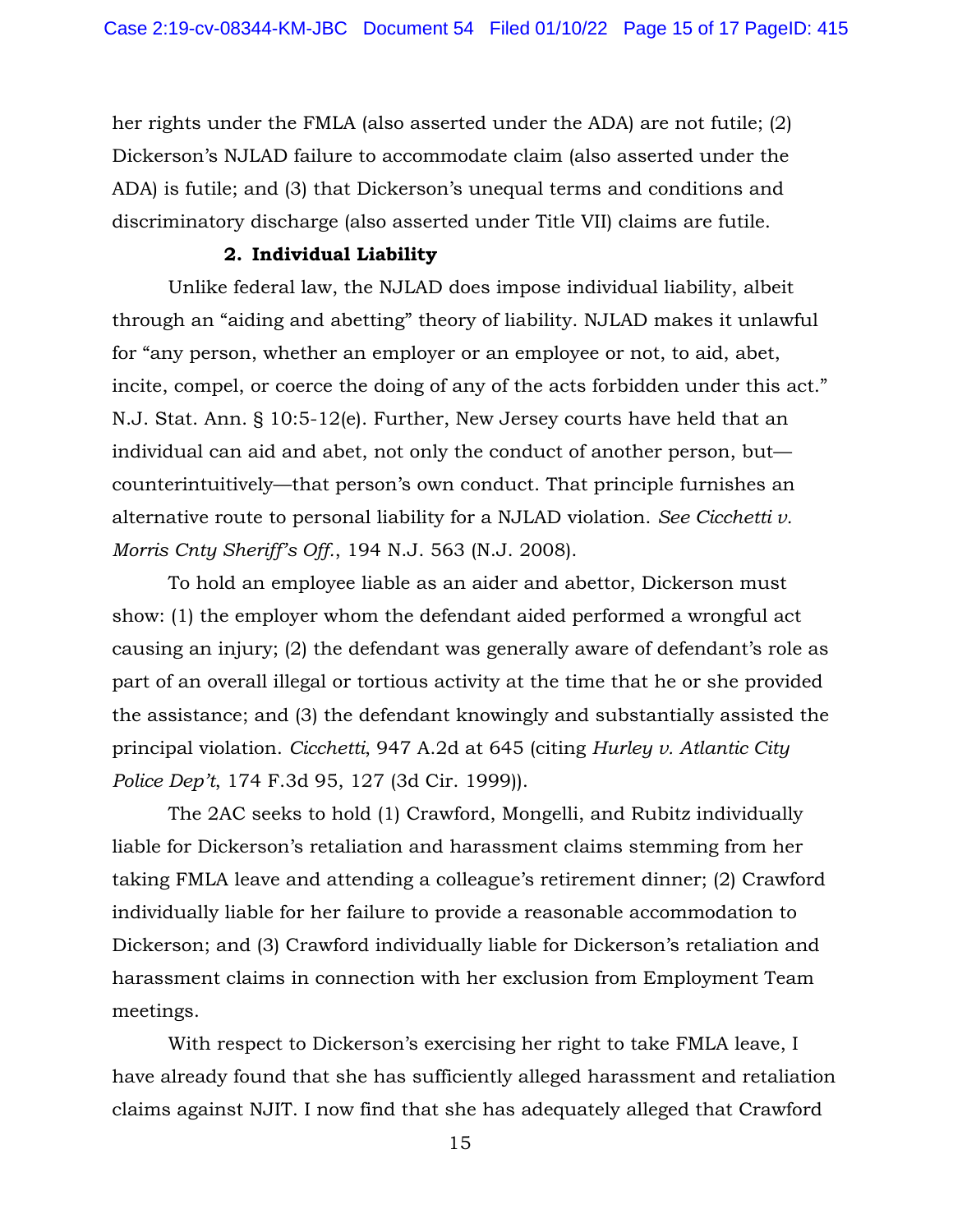her rights under the FMLA (also asserted under the ADA) are not futile; (2) Dickerson's NJLAD failure to accommodate claim (also asserted under the ADA) is futile; and (3) that Dickerson's unequal terms and conditions and discriminatory discharge (also asserted under Title VII) claims are futile.

**2. Individual Liability**

Unlike federal law, the NJLAD does impose individual liability, albeit through an "aiding and abetting" theory of liability. NJLAD makes it unlawful for "any person, whether an employer or an employee or not, to aid, abet, incite, compel, or coerce the doing of any of the acts forbidden under this act." N.J. Stat. Ann. § 10:5-12(e). Further, New Jersey courts have held that an individual can aid and abet, not only the conduct of another person, but—counterintuitively—that person's own conduct. That principle furnishes an alternative route to personal liability for a NJLAD violation. *See Cicchetti v. Morris Cnty Sheriff's Off.*, 194 N.J. 563 (N.J. 2008).

To hold an employee liable as an aider and abettor, Dickerson must show: (1) the employer whom the defendant aided performed a wrongful act causing an injury; (2) the defendant was generally aware of defendant's role as part of an overall illegal or tortious activity at the time that he or she provided the assistance; and (3) the defendant knowingly and substantially assisted the principal violation. *Cicchetti*, 947 A.2d at 645 (citing *Hurley v. Atlantic City Police Dep't*, 174 F.3d 95, 127 (3d Cir. 1999)).

The 2AC seeks to hold (1) Crawford, Mongelli, and Rubitz individually liable for Dickerson's retaliation and harassment claims stemming from her taking FMLA leave and attending a colleague's retirement dinner; (2) Crawford individually liable for her failure to provide a reasonable accommodation to Dickerson; and (3) Crawford individually liable for Dickerson's retaliation and harassment claims in connection with her exclusion from Employment Team meetings.

With respect to Dickerson's exercising her right to take FMLA leave, I have already found that she has sufficiently alleged harassment and retaliation claims against NJIT. I now find that she has adequately alleged that Crawford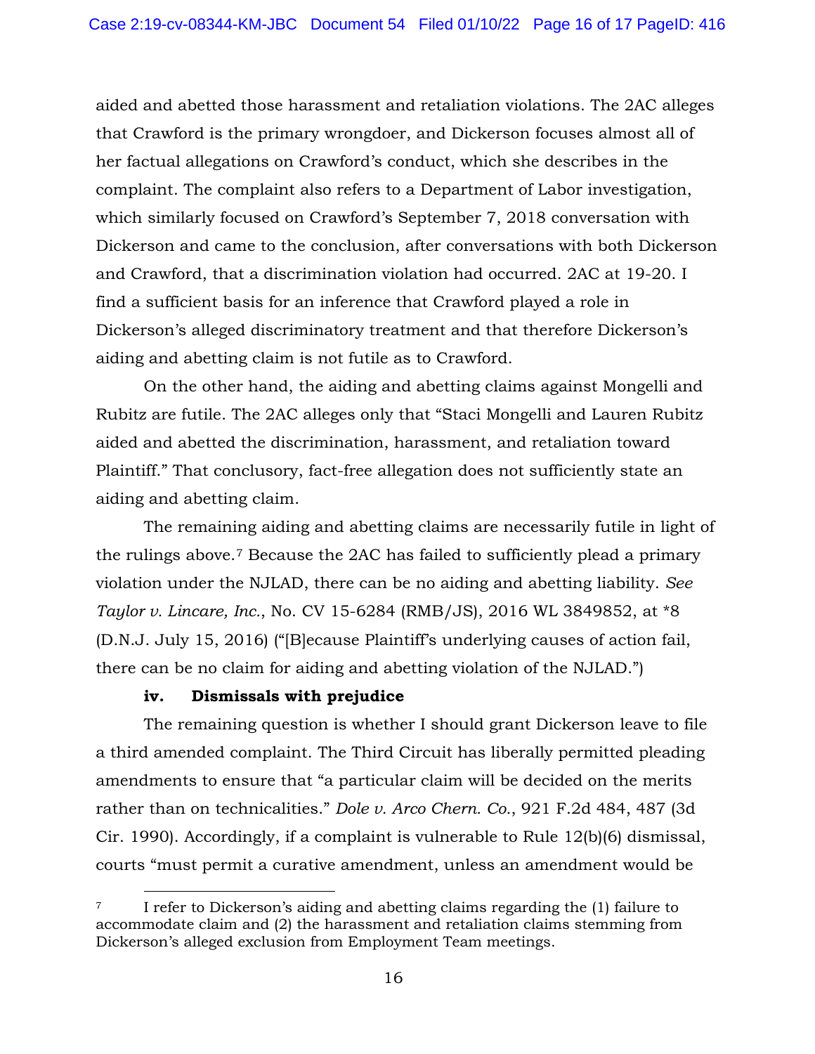aided and abetted those harassment and retaliation violations. The 2AC alleges that Crawford is the primary wrongdoer, and Dickerson focuses almost all of her factual allegations on Crawford's conduct, which she describes in the complaint. The complaint also refers to a Department of Labor investigation, which similarly focused on Crawford's September 7, 2018 conversation with Dickerson and came to the conclusion, after conversations with both Dickerson and Crawford, that a discrimination violation had occurred. 2AC at 19-20. I find a sufficient basis for an inference that Crawford played a role in Dickerson's alleged discriminatory treatment and that therefore Dickerson's aiding and abetting claim is not futile as to Crawford.

On the other hand, the aiding and abetting claims against Mongelli and Rubitz are futile. The 2AC alleges only that "Staci Mongelli and Lauren Rubitz aided and abetted the discrimination, harassment, and retaliation toward Plaintiff." That conclusory, fact-free allegation does not sufficiently state an aiding and abetting claim.

The remaining aiding and abetting claims are necessarily futile in light of the rulings above.[7] Because the 2AC has failed to sufficiently plead a primary violation under the NJLAD, there can be no aiding and abetting liability. *See Taylor v. Lincare, Inc.*, No. CV 15-6284 (RMB/JS), 2016 WL 3849852, at *8 (D.N.J. July 15, 2016) ("[B]ecause Plaintiff's underlying causes of action fail, there can be no claim for aiding and abetting violation of the NJLAD.")

**iv. Dismissals with prejudice**

The remaining question is whether I should grant Dickerson leave to file a third amended complaint. The Third Circuit has liberally permitted pleading amendments to ensure that "a particular claim will be decided on the merits rather than on technicalities." *Dole v. Arco Chem. Co.*, 921 F.2d 484, 487 (3d Cir. 1990). Accordingly, if a complaint is vulnerable to Rule 12(b)(6) dismissal, courts "must permit a curative amendment, unless an amendment would be

---

[7] I refer to Dickerson's aiding and abetting claims regarding the (1) failure to accommodate claim and (2) the harassment and retaliation claims stemming from Dickerson's alleged exclusion from Employment Team meetings.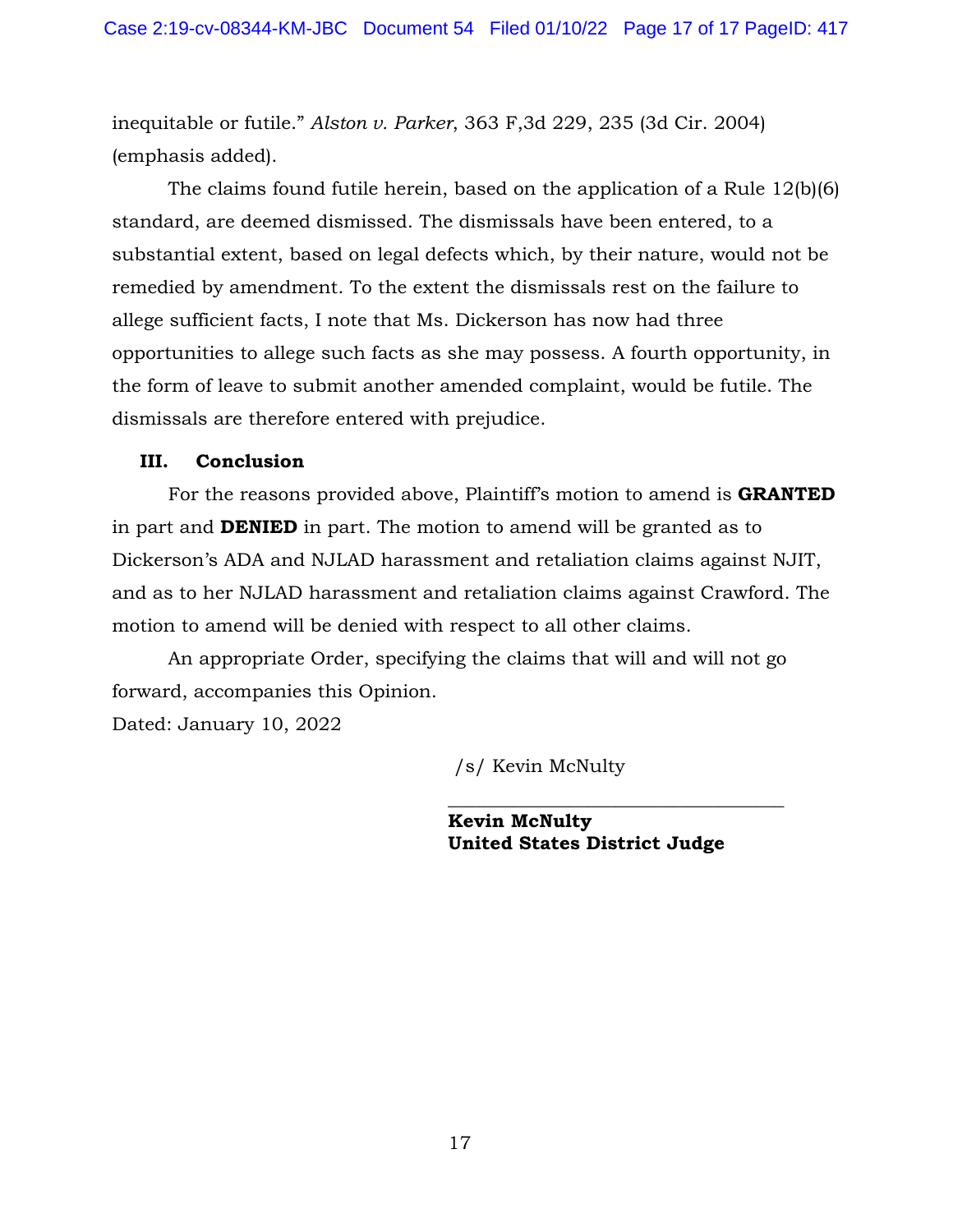inequitable or futile." *Alston v. Parker*, 363 F,3d 229, 235 (3d Cir. 2004) (emphasis added).

The claims found futile herein, based on the application of a Rule 12(b)(6) standard, are deemed dismissed. The dismissals have been entered, to a substantial extent, based on legal defects which, by their nature, would not be remedied by amendment. To the extent the dismissals rest on the failure to allege sufficient facts, I note that Ms. Dickerson has now had three opportunities to allege such facts as she may possess. A fourth opportunity, in the form of leave to submit another amended complaint, would be futile. The dismissals are therefore entered with prejudice.

## III. Conclusion

For the reasons provided above, Plaintiff's motion to amend is **GRANTED** in part and **DENIED** in part. The motion to amend will be granted as to Dickerson's ADA and NJLAD harassment and retaliation claims against NJIT, and as to her NJLAD harassment and retaliation claims against Crawford. The motion to amend will be denied with respect to all other claims.

An appropriate Order, specifying the claims that will and will not go forward, accompanies this Opinion.

Dated: January 10, 2022

/s/ Kevin McNulty

______________________________

**Kevin McNulty**
**United States District Judge**